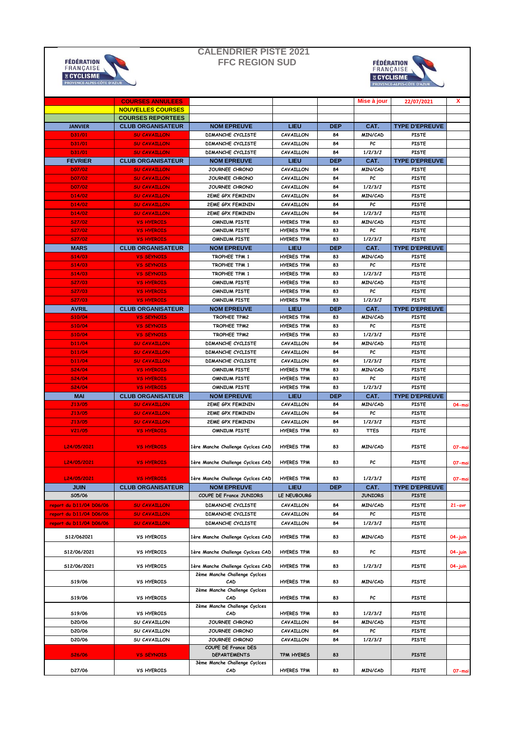# CALENDRIER PISTE 2021
## FFC REGION SUD

| | COURSES ANNULEES | | | | Mise à jour | 22/07/2021 | X |
|---|---|---|---|---|---|---|---|
| | NOUVELLES COURSES | | | | | | |
| | COURSES REPORTEES | | | | | | |
| JANVIER | CLUB ORGANISATEUR | NOM EPREUVE | LIEU | DEP | CAT. | TYPE D'EPREUVE | |
| D31/01 | SU CAVAILLON | DIMANCHE CYCLISTE | CAVAILLON | 84 | MIN/CAD | PISTE | |
| D31/01 | SU CAVAILLON | DIMANCHE CYCLISTE | CAVAILLON | 84 | PC | PISTE | |
| D31/01 | SU CAVAILLON | DIMANCHE CYCLISTE | CAVAILLON | 84 | 1/2/3/J | PISTE | |
| FEVRIER | CLUB ORGANISATEUR | NOM EPREUVE | LIEU | DEP | CAT. | TYPE D'EPREUVE | |
| D07/02 | SU CAVAILLON | JOURNEE CHRONO | CAVAILLON | 84 | MIN/CAD | PISTE | |
| D07/02 | SU CAVAILLON | JOURNEE CHRONO | CAVAILLON | 84 | PC | PISTE | |
| D07/02 | SU CAVAILLON | JOURNEE CHRONO | CAVAILLON | 84 | 1/2/3/J | PISTE | |
| D14/02 | SU CAVAILLON | 2EME GPX FEMININ | CAVAILLON | 84 | MIN/CAD | PISTE | |
| D14/02 | SU CAVAILLON | 2EME GPX FEMININ | CAVAILLON | 84 | PC | PISTE | |
| D14/02 | SU CAVAILLON | 2EME GPX FEMININ | CAVAILLON | 84 | 1/2/3/J | PISTE | |
| S27/02 | VS HYEROIS | OMNIUM PISTE | HYERES TPM | 83 | MIN/CAD | PISTE | |
| S27/02 | VS HYEROIS | OMNIUM PISTE | HYERES TPM | 83 | PC | PISTE | |
| S27/02 | VS HYEROIS | OMNIUM PISTE | HYERES TPM | 83 | 1/2/3/J | PISTE | |
| MARS | CLUB ORGANISATEUR | NOM EPREUVE | LIEU | DEP | CAT. | TYPE D'EPREUVE | |
| S14/03 | VS SEYNOIS | TROPHEE TPM 1 | HYERES TPM | 83 | MIN/CAD | PISTE | |
| S14/03 | VS SEYNOIS | TROPHEE TPM 1 | HYERES TPM | 83 | PC | PISTE | |
| S14/03 | VS SEYNOIS | TROPHEE TPM 1 | HYERES TPM | 83 | 1/2/3/J | PISTE | |
| S27/03 | VS HYEROIS | OMNIUM PISTE | HYERES TPM | 83 | MIN/CAD | PISTE | |
| S27/03 | VS HYEROIS | OMNIUM PISTE | HYERES TPM | 83 | PC | PISTE | |
| S27/03 | VS HYEROIS | OMNIUM PISTE | HYERES TPM | 83 | 1/2/3/J | PISTE | |
| AVRIL | CLUB ORGANISATEUR | NOM EPREUVE | LIEU | DEP | CAT. | TYPE D'EPREUVE | |
| S10/04 | VS SEYNOIS | TROPHEE TPM2 | HYERES TPM | 83 | MIN/CAD | PISTE | |
| S10/04 | VS SEYNOIS | TROPHEE TPM2 | HYERES TPM | 83 | PC | PISTE | |
| S10/04 | VS SEYNOIS | TROPHEE TPM2 | HYERES TPM | 83 | 1/2/3/J | PISTE | |
| D11/04 | SU CAVAILLON | DIMANCHE CYCLISTE | CAVAILLON | 84 | MIN/CAD | PISTE | |
| D11/04 | SU CAVAILLON | DIMANCHE CYCLISTE | CAVAILLON | 84 | PC | PISTE | |
| D11/04 | SU CAVAILLON | DIMANCHE CYCLISTE | CAVAILLON | 84 | 1/2/3/J | PISTE | |
| S24/04 | VS HYEROIS | OMNIUM PISTE | HYERES TPM | 83 | MIN/CAD | PISTE | |
| S24/04 | VS HYEROIS | OMNIUM PISTE | HYERES TPM | 83 | PC | PISTE | |
| S24/04 | VS HYEROIS | OMNIUM PISTE | HYERES TPM | 83 | 1/2/3/J | PISTE | |
| MAI | CLUB ORGANISATEUR | NOM EPREUVE | LIEU | DEP | CAT. | TYPE D'EPREUVE | |
| J13/05 | SU CAVAILLON | 2EME GPX FEMININ | CAVAILLON | 84 | MIN/CAD | PISTE | 04-mai |
| J13/05 | SU CAVAILLON | 2EME GPX FEMININ | CAVAILLON | 84 | PC | PISTE | |
| J13/05 | SU CAVAILLON | 2EME GPX FEMININ | CAVAILLON | 84 | 1/2/3/J | PISTE | |
| V21/05 | VS HYEROIS | OMNIUM PISTE | HYERES TPM | 83 | TTES | PISTE | |
| L24/05/2021 | VS HYEROIS | 1ère Manche Challenge Cyclces CAD | HYERES TPM | 83 | MIN/CAD | PISTE | 07-mai |
| L24/05/2021 | VS HYEROIS | 1ère Manche Challenge Cyclces CAD | HYERES TPM | 83 | PC | PISTE | 07-mai |
| L24/05/2021 | VS HYEROIS | 1ère Manche Challenge Cyclces CAD | HYERES TPM | 83 | 1/2/3/J | PISTE | 07-mai |
| JUIN | CLUB ORGANISATEUR | NOM EPREUVE | LIEU | DEP | CAT. | TYPE D'EPREUVE | |
| S05/06 | | COUPE DE France JUNIORS | LE NEUBOURG | | JUNIORS | PISTE | |
| report du D11/04 D06/06 | SU CAVAILLON | DIMANCHE CYCLISTE | CAVAILLON | 84 | MIN/CAD | PISTE | 21-avr |
| report du D11/04 D06/06 | SU CAVAILLON | DIMANCHE CYCLISTE | CAVAILLON | 84 | PC | PISTE | |
| report du D11/04 D06/06 | SU CAVAILLON | DIMANCHE CYCLISTE | CAVAILLON | 84 | 1/2/3/J | PISTE | |
| S12/062021 | VS HYEROIS | 1ère Manche Challenge Cyclces CAD | HYERES TPM | 83 | MIN/CAD | PISTE | 04-juin |
| S12/06/2021 | VS HYEROIS | 1ère Manche Challenge Cyclces CAD | HYERES TPM | 83 | PC | PISTE | 04-juin |
| S12/06/2021 | VS HYEROIS | 1ère Manche Challenge Cyclces CAD | HYERES TPM | 83 | 1/2/3/J | PISTE | 04-juin |
| S19/06 | VS HYEROIS | 2ème Manche Challenge Cyclces CAD | HYERES TPM | 83 | MIN/CAD | PISTE | |
| S19/06 | VS HYEROIS | 2ème Manche Challenge Cyclces CAD | HYERES TPM | 83 | PC | PISTE | |
| S19/06 | VS HYEROIS | 2ème Manche Challenge Cyclces CAD | HYERES TPM | 83 | 1/2/3/J | PISTE | |
| D20/06 | SU CAVAILLON | JOURNEE CHRONO | CAVAILLON | 84 | MIN/CAD | PISTE | |
| D20/06 | SU CAVAILLON | JOURNEE CHRONO | CAVAILLON | 84 | PC | PISTE | |
| D20/06 | SU CAVAILLON | JOURNEE CHRONO | CAVAILLON | 84 | 1/2/3/J | PISTE | |
| S26/06 | VS SEYNOIS | COUPE DE France DES DEPARTEMENTS | TPM HYERES | 83 | | PISTE | |
| D27/06 | VS HYEROIS | 3ème Manche Challenge Cyclces CAD | HYERES TPM | 83 | MIN/CAD | PISTE | 07-mai |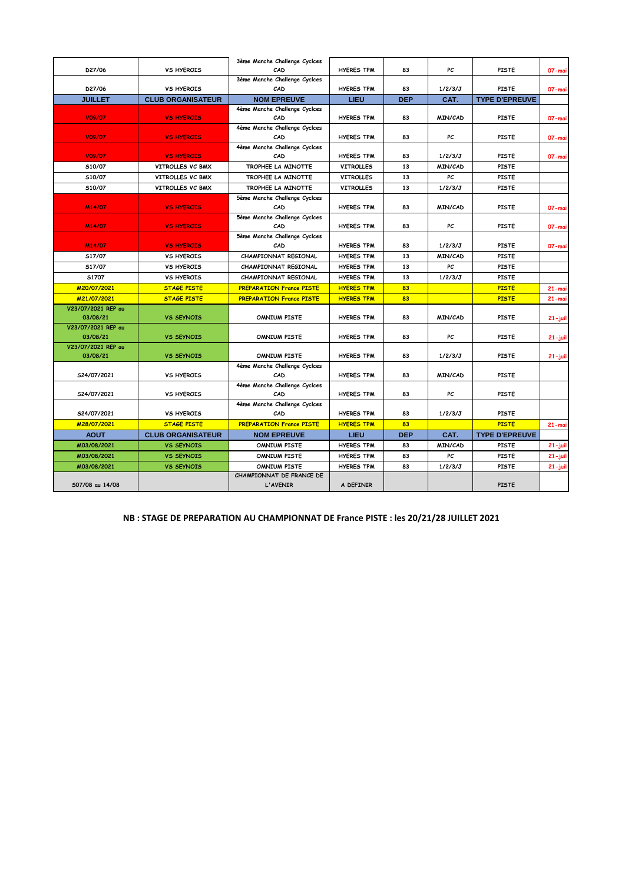| | | | | | | | |
|---|---|---|---|---|---|---|---|
| D27/06 | VS HYEROIS | 3ème Manche Challenge Cyclces CAD | HYERES TPM | 83 | PC | PISTE | 07-mai |
| D27/06 | VS HYEROIS | 3ème Manche Challenge Cyclces CAD | HYERES TPM | 83 | 1/2/3/J | PISTE | 07-mai |
| **JUILLET** | **CLUB ORGANISATEUR** | **NOM EPREUVE** | **LIEU** | **DEP** | **CAT.** | **TYPE D'EPREUVE** | |
| V09/07 | VS HYEROIS | 4ème Manche Challenge Cyclces CAD | HYERES TPM | 83 | MIN/CAD | PISTE | 07-mai |
| V09/07 | VS HYEROIS | 4ème Manche Challenge Cyclces CAD | HYERES TPM | 83 | PC | PISTE | 07-mai |
| V09/07 | VS HYEROIS | 4ème Manche Challenge Cyclces CAD | HYERES TPM | 83 | 1/2/3/J | PISTE | 07-mai |
| S10/07 | VITROLLES VC BMX | TROPHEE LA MINOTTE | VITROLLES | 13 | MIN/CAD | PISTE | |
| S10/07 | VITROLLES VC BMX | TROPHEE LA MINOTTE | VITROLLES | 13 | PC | PISTE | |
| S10/07 | VITROLLES VC BMX | TROPHEE LA MINOTTE | VITROLLES | 13 | 1/2/3/J | PISTE | |
| M14/07 | VS HYEROIS | 5ème Manche Challenge Cyclces CAD | HYERES TPM | 83 | MIN/CAD | PISTE | 07-mai |
| M14/07 | VS HYEROIS | 5ème Manche Challenge Cyclces CAD | HYERES TPM | 83 | PC | PISTE | 07-mai |
| M14/07 | VS HYEROIS | 5ème Manche Challenge Cyclces CAD | HYERES TPM | 83 | 1/2/3/J | PISTE | 07-mai |
| S17/07 | VS HYEROIS | CHAMPIONNAT REGIONAL | HYERES TPM | 13 | MIN/CAD | PISTE | |
| S17/07 | VS HYEROIS | CHAMPIONNAT REGIONAL | HYERES TPM | 13 | PC | PISTE | |
| S1707 | VS HYEROIS | CHAMPIONNAT REGIONAL | HYERES TPM | 13 | 1/2/3/J | PISTE | |
| M20/07/2021 | STAGE PISTE | PREPARATION France PISTE | HYERES TPM | 83 | | PISTE | 21-mai |
| M21/07/2021 | STAGE PISTE | PREPARATION France PISTE | HYERES TPM | 83 | | PISTE | 21-mai |
| V23/07/2021 REP au 03/08/21 | VS SEYNOIS | OMNIUM PISTE | HYERES TPM | 83 | MIN/CAD | PISTE | 21-juil |
| V23/07/2021 REP au 03/08/21 | VS SEYNOIS | OMNIUM PISTE | HYERES TPM | 83 | PC | PISTE | 21-juil |
| V23/07/2021 REP au 03/08/21 | VS SEYNOIS | OMNIUM PISTE | HYERES TPM | 83 | 1/2/3/J | PISTE | 21-juil |
| S24/07/2021 | VS HYEROIS | 4ème Manche Challenge Cyclces CAD | HYERES TPM | 83 | MIN/CAD | PISTE | |
| S24/07/2021 | VS HYEROIS | 4ème Manche Challenge Cyclces CAD | HYERES TPM | 83 | PC | PISTE | |
| S24/07/2021 | VS HYEROIS | 4ème Manche Challenge Cyclces CAD | HYERES TPM | 83 | 1/2/3/J | PISTE | |
| M28/07/2021 | STAGE PISTE | PREPARATION France PISTE | HYERES TPM | 83 | | PISTE | 21-mai |
| **AOUT** | **CLUB ORGANISATEUR** | **NOM EPREUVE** | **LIEU** | **DEP** | **CAT.** | **TYPE D'EPREUVE** | |
| M03/08/2021 | VS SEYNOIS | OMNIUM PISTE | HYERES TPM | 83 | MIN/CAD | PISTE | 21-juil |
| M03/08/2021 | VS SEYNOIS | OMNIUM PISTE | HYERES TPM | 83 | PC | PISTE | 21-juil |
| M03/08/2021 | VS SEYNOIS | OMNIUM PISTE | HYERES TPM | 83 | 1/2/3/J | PISTE | 21-juil |
| S07/08 au 14/08 | | CHAMPIONNAT DE FRANCE DE L'AVENIR | A DEFINIR | | | PISTE | |

**NB : STAGE DE PREPARATION AU CHAMPIONNAT DE France PISTE : les 20/21/28 JUILLET 2021**